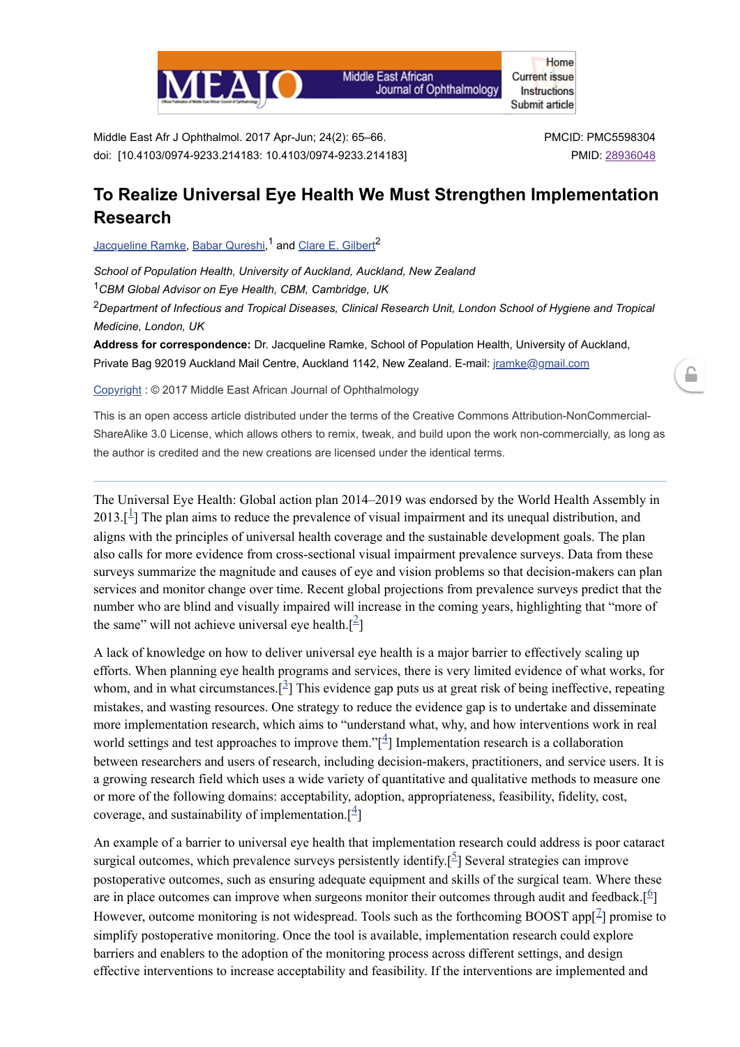Middle East Afr J Ophthalmol. 2017 Apr-Jun; 24(2): 65–66.
doi: [10.4103/0974-9233.214183: 10.4103/0974-9233.214183]

PMCID: PMC5598304
PMID: 28936048

# To Realize Universal Eye Health We Must Strengthen Implementation Research

Jacqueline Ramke, Babar Qureshi,[1] and Clare E. Gilbert[2]

*School of Population Health, University of Auckland, Auckland, New Zealand*

[1]*CBM Global Advisor on Eye Health, CBM, Cambridge, UK*

[2]*Department of Infectious and Tropical Diseases, Clinical Research Unit, London School of Hygiene and Tropical Medicine, London, UK*

**Address for correspondence:** Dr. Jacqueline Ramke, School of Population Health, University of Auckland, Private Bag 92019 Auckland Mail Centre, Auckland 1142, New Zealand. E-mail: jramke@gmail.com

Copyright : © 2017 Middle East African Journal of Ophthalmology

This is an open access article distributed under the terms of the Creative Commons Attribution-NonCommercial-ShareAlike 3.0 License, which allows others to remix, tweak, and build upon the work non-commercially, as long as the author is credited and the new creations are licensed under the identical terms.

---

The Universal Eye Health: Global action plan 2014–2019 was endorsed by the World Health Assembly in 2013.[1] The plan aims to reduce the prevalence of visual impairment and its unequal distribution, and aligns with the principles of universal health coverage and the sustainable development goals. The plan also calls for more evidence from cross-sectional visual impairment prevalence surveys. Data from these surveys summarize the magnitude and causes of eye and vision problems so that decision-makers can plan services and monitor change over time. Recent global projections from prevalence surveys predict that the number who are blind and visually impaired will increase in the coming years, highlighting that "more of the same" will not achieve universal eye health.[2]

A lack of knowledge on how to deliver universal eye health is a major barrier to effectively scaling up efforts. When planning eye health programs and services, there is very limited evidence of what works, for whom, and in what circumstances.[3] This evidence gap puts us at great risk of being ineffective, repeating mistakes, and wasting resources. One strategy to reduce the evidence gap is to undertake and disseminate more implementation research, which aims to "understand what, why, and how interventions work in real world settings and test approaches to improve them."[4] Implementation research is a collaboration between researchers and users of research, including decision-makers, practitioners, and service users. It is a growing research field which uses a wide variety of quantitative and qualitative methods to measure one or more of the following domains: acceptability, adoption, appropriateness, feasibility, fidelity, cost, coverage, and sustainability of implementation.[4]

An example of a barrier to universal eye health that implementation research could address is poor cataract surgical outcomes, which prevalence surveys persistently identify.[5] Several strategies can improve postoperative outcomes, such as ensuring adequate equipment and skills of the surgical team. Where these are in place outcomes can improve when surgeons monitor their outcomes through audit and feedback.[6] However, outcome monitoring is not widespread. Tools such as the forthcoming BOOST app[7] promise to simplify postoperative monitoring. Once the tool is available, implementation research could explore barriers and enablers to the adoption of the monitoring process across different settings, and design effective interventions to increase acceptability and feasibility. If the interventions are implemented and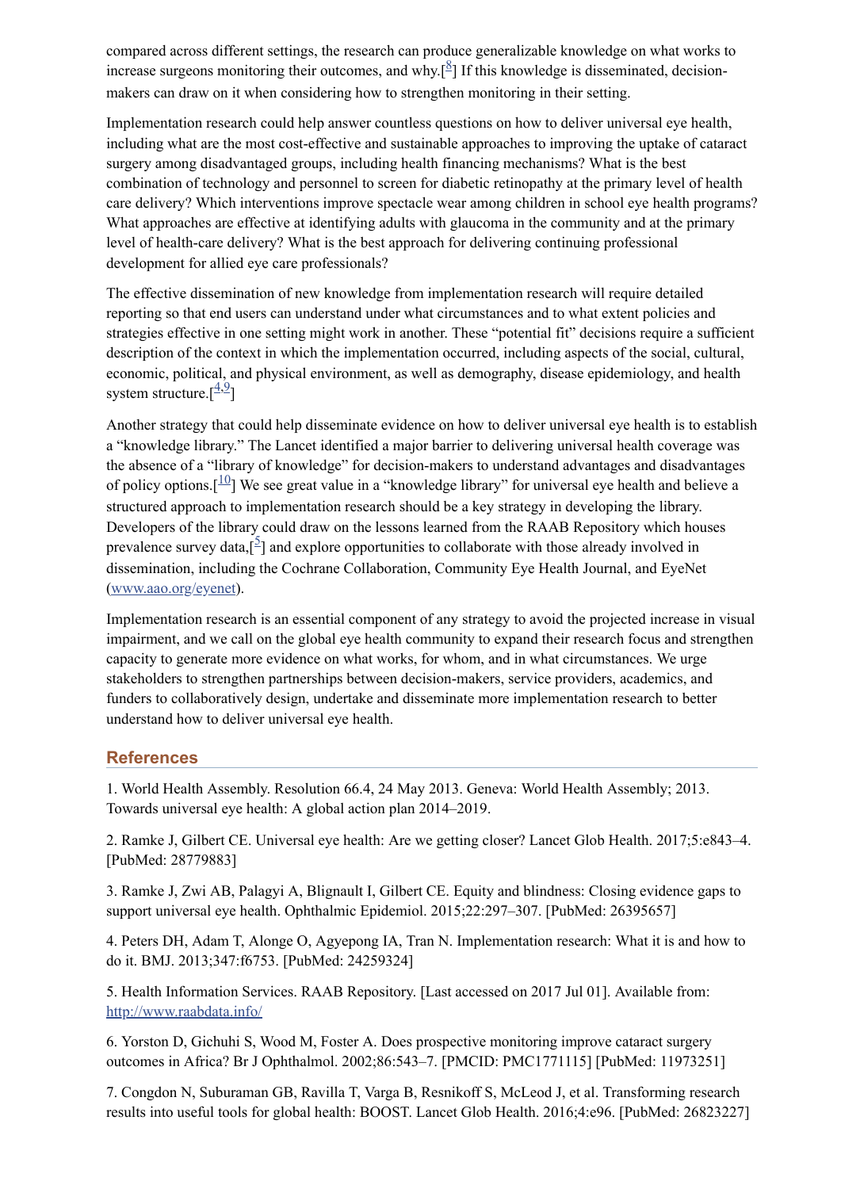compared across different settings, the research can produce generalizable knowledge on what works to increase surgeons monitoring their outcomes, and why.[8] If this knowledge is disseminated, decision-makers can draw on it when considering how to strengthen monitoring in their setting.

Implementation research could help answer countless questions on how to deliver universal eye health, including what are the most cost-effective and sustainable approaches to improving the uptake of cataract surgery among disadvantaged groups, including health financing mechanisms? What is the best combination of technology and personnel to screen for diabetic retinopathy at the primary level of health care delivery? Which interventions improve spectacle wear among children in school eye health programs? What approaches are effective at identifying adults with glaucoma in the community and at the primary level of health-care delivery? What is the best approach for delivering continuing professional development for allied eye care professionals?

The effective dissemination of new knowledge from implementation research will require detailed reporting so that end users can understand under what circumstances and to what extent policies and strategies effective in one setting might work in another. These "potential fit" decisions require a sufficient description of the context in which the implementation occurred, including aspects of the social, cultural, economic, political, and physical environment, as well as demography, disease epidemiology, and health system structure.[4,9]

Another strategy that could help disseminate evidence on how to deliver universal eye health is to establish a "knowledge library." The Lancet identified a major barrier to delivering universal health coverage was the absence of a "library of knowledge" for decision-makers to understand advantages and disadvantages of policy options.[10] We see great value in a "knowledge library" for universal eye health and believe a structured approach to implementation research should be a key strategy in developing the library. Developers of the library could draw on the lessons learned from the RAAB Repository which houses prevalence survey data,[5] and explore opportunities to collaborate with those already involved in dissemination, including the Cochrane Collaboration, Community Eye Health Journal, and EyeNet (www.aao.org/eyenet).

Implementation research is an essential component of any strategy to avoid the projected increase in visual impairment, and we call on the global eye health community to expand their research focus and strengthen capacity to generate more evidence on what works, for whom, and in what circumstances. We urge stakeholders to strengthen partnerships between decision-makers, service providers, academics, and funders to collaboratively design, undertake and disseminate more implementation research to better understand how to deliver universal eye health.

## References

1. World Health Assembly. Resolution 66.4, 24 May 2013. Geneva: World Health Assembly; 2013. Towards universal eye health: A global action plan 2014–2019.

2. Ramke J, Gilbert CE. Universal eye health: Are we getting closer? Lancet Glob Health. 2017;5:e843–4. [PubMed: 28779883]

3. Ramke J, Zwi AB, Palagyi A, Blignault I, Gilbert CE. Equity and blindness: Closing evidence gaps to support universal eye health. Ophthalmic Epidemiol. 2015;22:297–307. [PubMed: 26395657]

4. Peters DH, Adam T, Alonge O, Agyepong IA, Tran N. Implementation research: What it is and how to do it. BMJ. 2013;347:f6753. [PubMed: 24259324]

5. Health Information Services. RAAB Repository. [Last accessed on 2017 Jul 01]. Available from: http://www.raabdata.info/

6. Yorston D, Gichuhi S, Wood M, Foster A. Does prospective monitoring improve cataract surgery outcomes in Africa? Br J Ophthalmol. 2002;86:543–7. [PMCID: PMC1771115] [PubMed: 11973251]

7. Congdon N, Suburaman GB, Ravilla T, Varga B, Resnikoff S, McLeod J, et al. Transforming research results into useful tools for global health: BOOST. Lancet Glob Health. 2016;4:e96. [PubMed: 26823227]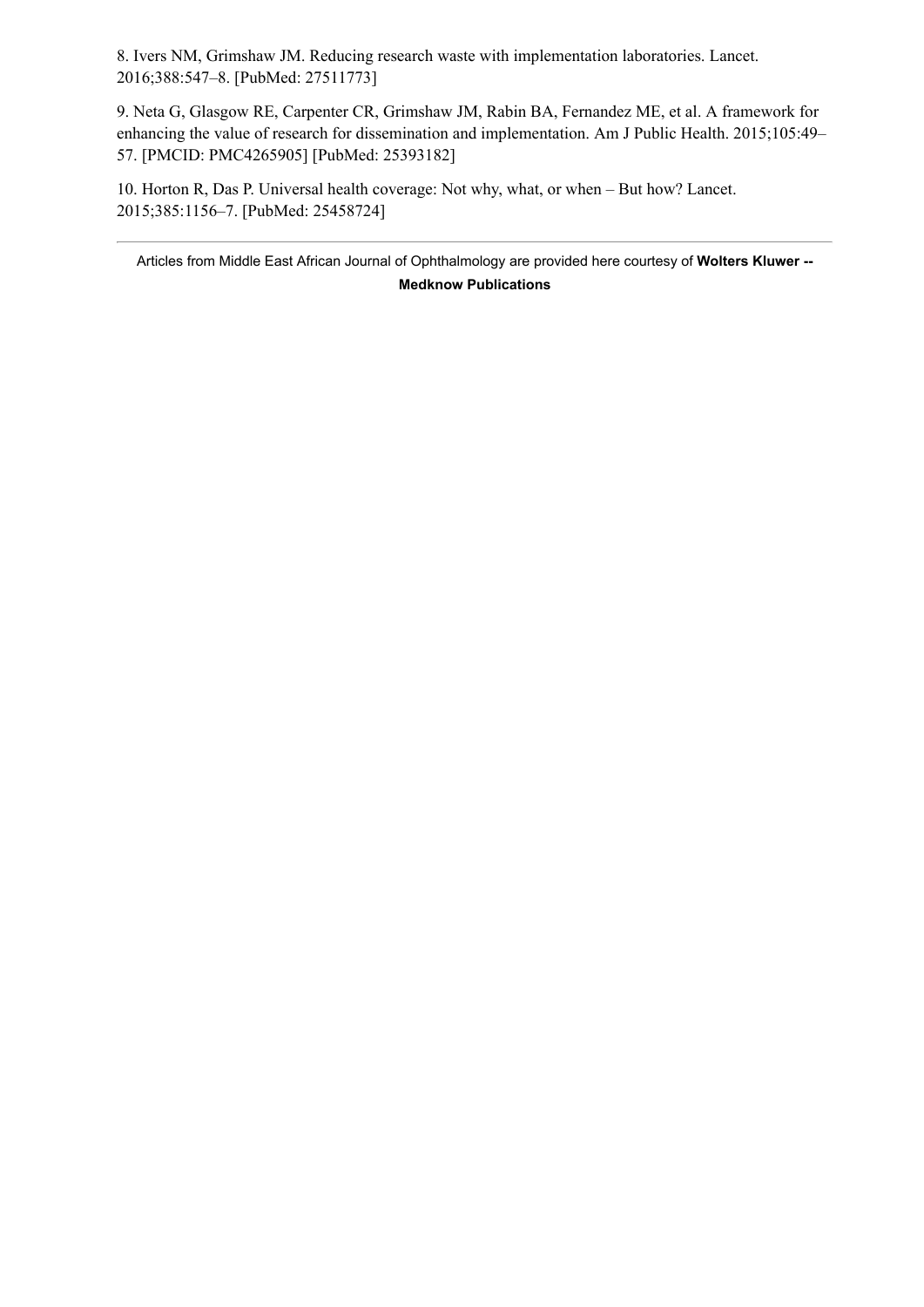8. Ivers NM, Grimshaw JM. Reducing research waste with implementation laboratories. Lancet. 2016;388:547–8. [PubMed: 27511773]

9. Neta G, Glasgow RE, Carpenter CR, Grimshaw JM, Rabin BA, Fernandez ME, et al. A framework for enhancing the value of research for dissemination and implementation. Am J Public Health. 2015;105:49–57. [PMCID: PMC4265905] [PubMed: 25393182]

10. Horton R, Das P. Universal health coverage: Not why, what, or when – But how? Lancet. 2015;385:1156–7. [PubMed: 25458724]

---

Articles from Middle East African Journal of Ophthalmology are provided here courtesy of **Wolters Kluwer -- Medknow Publications**